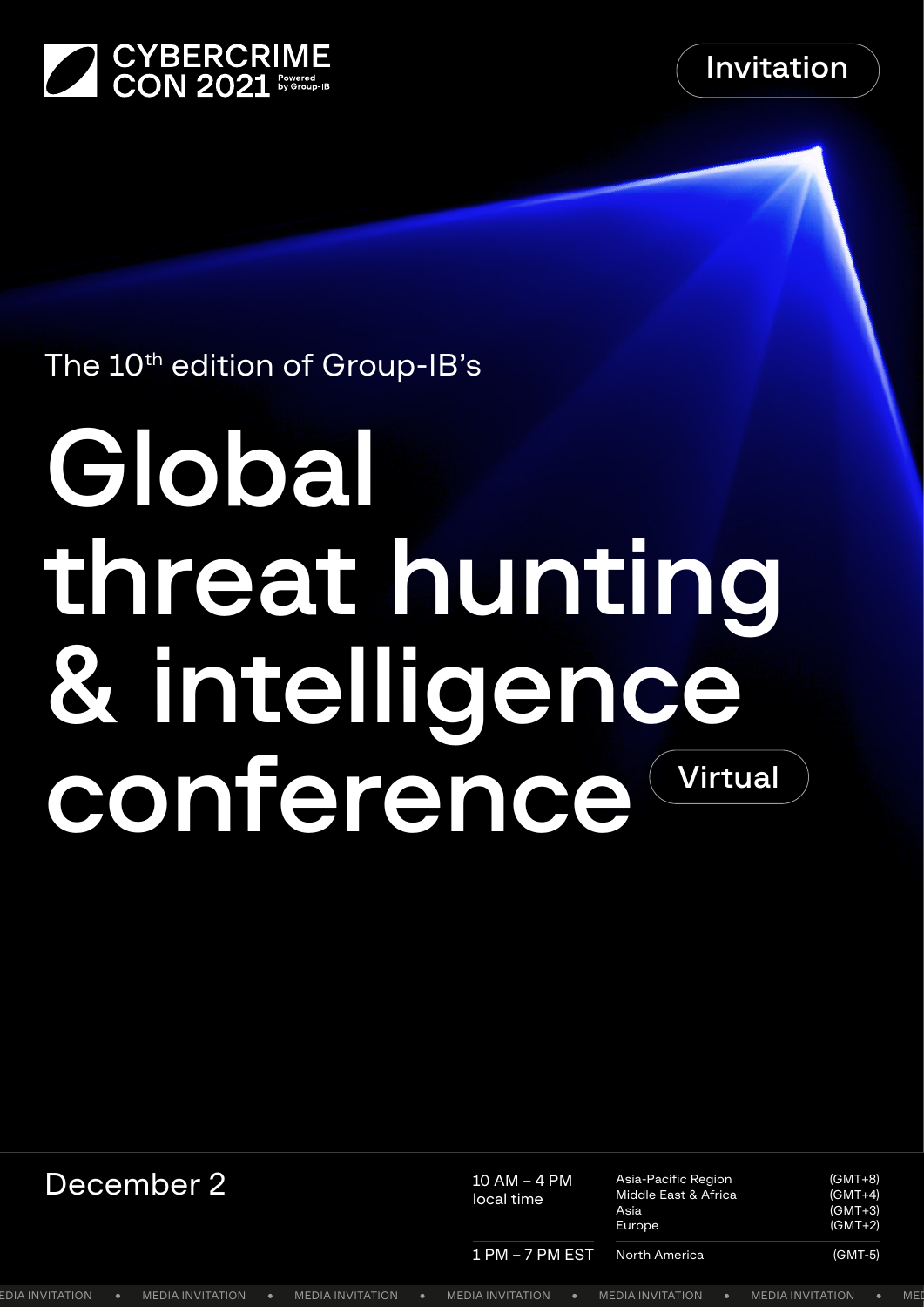CYBERCRIME CON 2021 Powered by Group-IB

Invitation

The 10th edition of Group-IB's

# Global threat hunting & intelligence conference

Virtual

December 2

| | | |
|---|---|---|
| 10 AM – 4 PM local time | Asia-Pacific Region | (GMT+8) |
| | Middle East & Africa | (GMT+4) |
| | Asia | (GMT+3) |
| | Europe | (GMT+2) |
| 1 PM – 7 PM EST | North America | (GMT-5) |

MEDIA INVITATION • MEDIA INVITATION • MEDIA INVITATION • MEDIA INVITATION • MEDIA INVITATION • MEDIA INVITATION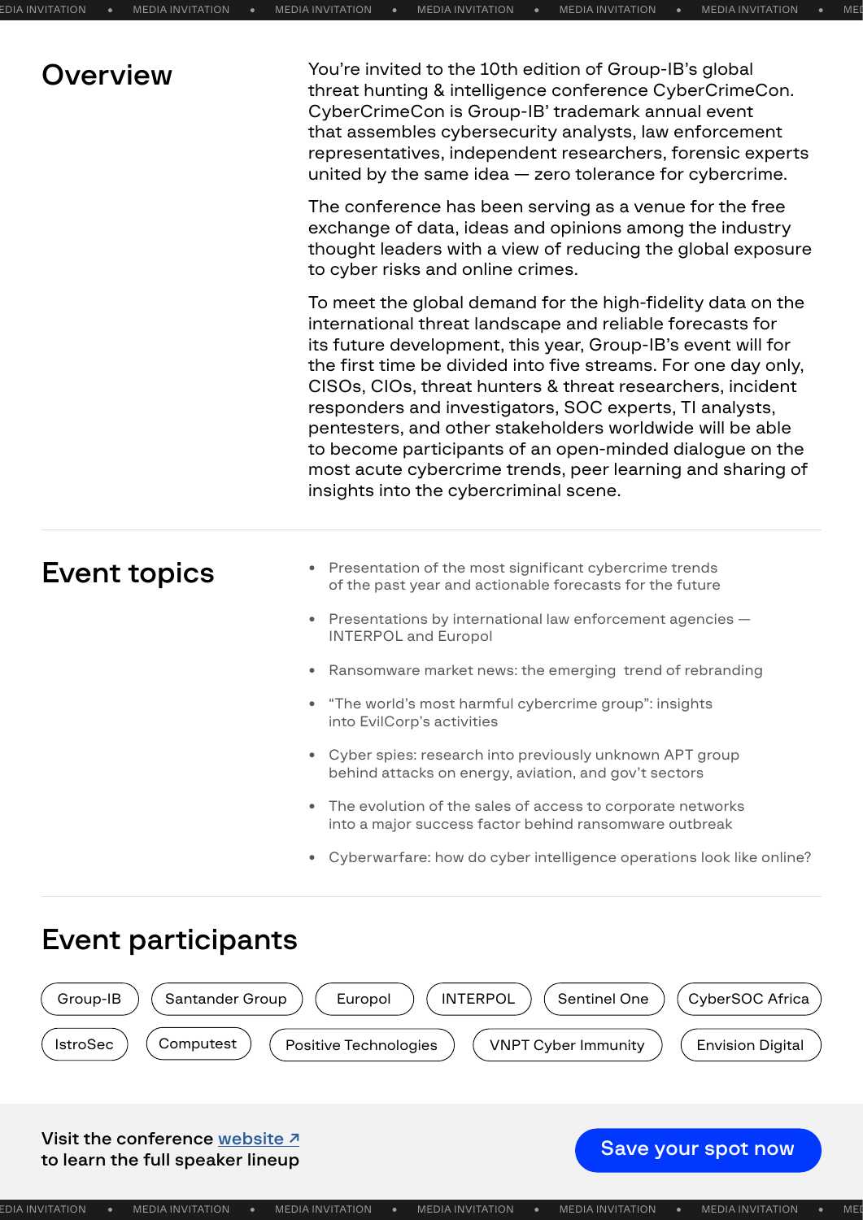## Overview

You're invited to the 10th edition of Group-IB's global threat hunting & intelligence conference CyberCrimeCon. CyberCrimeCon is Group-IB' trademark annual event that assembles cybersecurity analysts, law enforcement representatives, independent researchers, forensic experts united by the same idea — zero tolerance for cybercrime.

The conference has been serving as a venue for the free exchange of data, ideas and opinions among the industry thought leaders with a view of reducing the global exposure to cyber risks and online crimes.

To meet the global demand for the high-fidelity data on the international threat landscape and reliable forecasts for its future development, this year, Group-IB's event will for the first time be divided into five streams. For one day only, CISOs, CIOs, threat hunters & threat researchers, incident responders and investigators, SOC experts, TI analysts, pentesters, and other stakeholders worldwide will be able to become participants of an open-minded dialogue on the most acute cybercrime trends, peer learning and sharing of insights into the cybercriminal scene.

## Event topics

- Presentation of the most significant cybercrime trends of the past year and actionable forecasts for the future
- Presentations by international law enforcement agencies — INTERPOL and Europol
- Ransomware market news: the emerging trend of rebranding
- "The world's most harmful cybercrime group": insights into EvilCorp's activities
- Cyber spies: research into previously unknown APT group behind attacks on energy, aviation, and gov't sectors
- The evolution of the sales of access to corporate networks into a major success factor behind ransomware outbreak
- Cyberwarfare: how do cyber intelligence operations look like online?

## Event participants

- Group-IB
- Santander Group
- Europol
- INTERPOL
- Sentinel One
- CyberSOC Africa
- IstroSec
- Computest
- Positive Technologies
- VNPT Cyber Immunity
- Envision Digital

**Visit the conference website ↗ to learn the full speaker lineup**

**Save your spot now**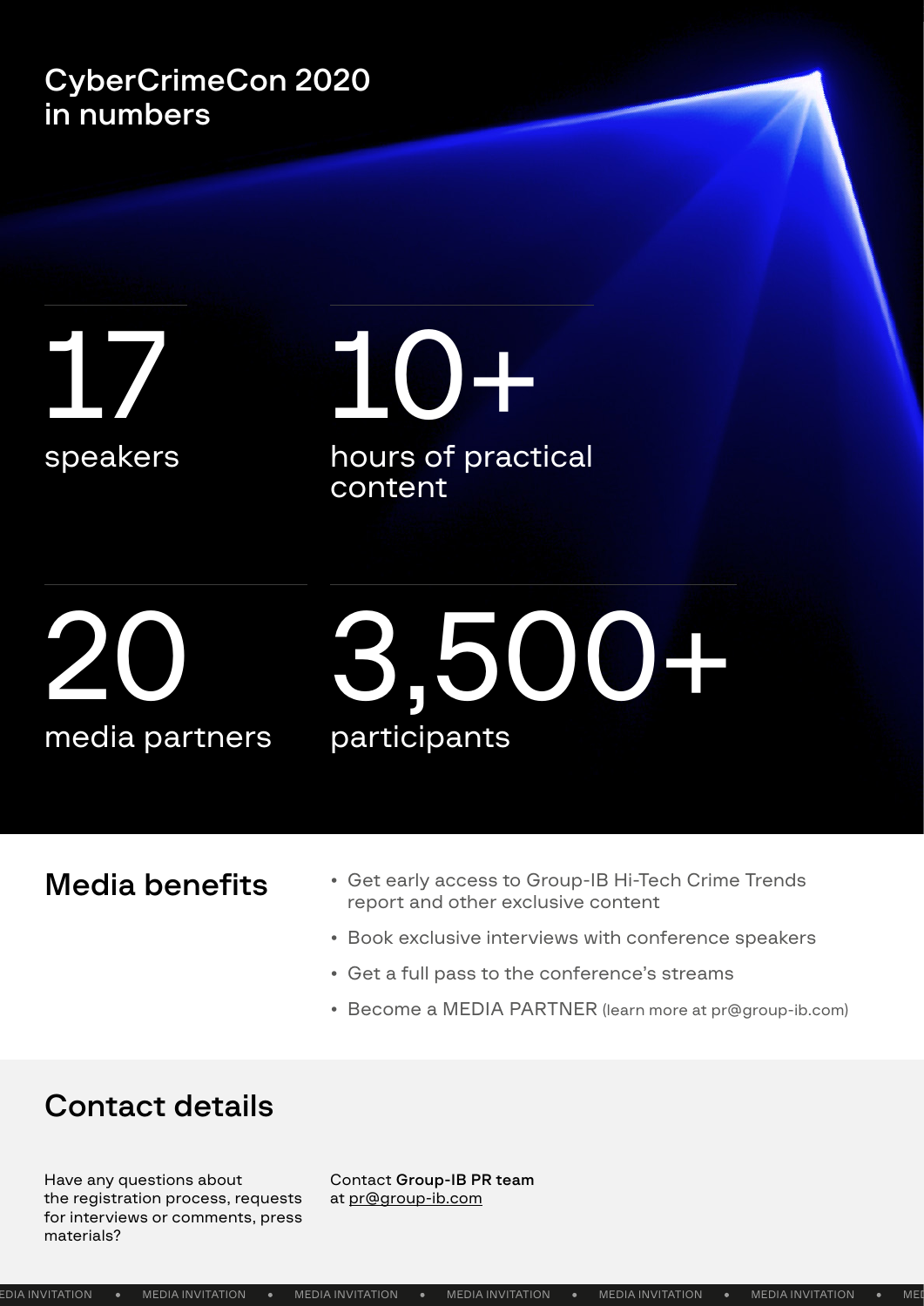# CyberCrimeCon 2020 in numbers

17
speakers

10+
hours of practical content

20
media partners

3,500+
participants

## Media benefits

- Get early access to Group-IB Hi-Tech Crime Trends report and other exclusive content
- Book exclusive interviews with conference speakers
- Get a full pass to the conference's streams
- Become a MEDIA PARTNER (learn more at pr@group-ib.com)

## Contact details

Have any questions about the registration process, requests for interviews or comments, press materials?

Contact **Group-IB PR team** at pr@group-ib.com